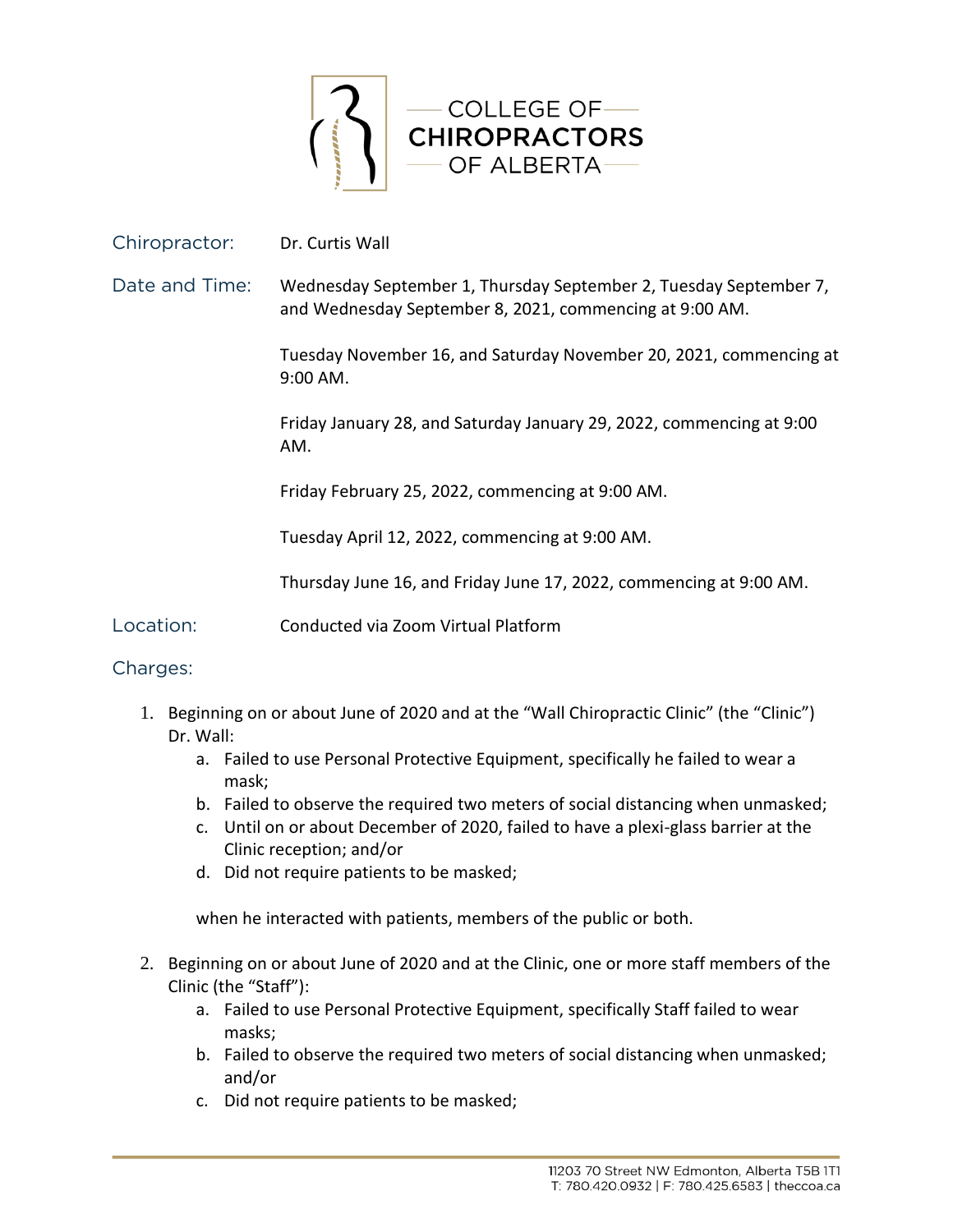COLLEGE OF CHIROPRACTORS OF ALBERTA

Chiropractor: Dr. Curtis Wall

Date and Time: Wednesday September 1, Thursday September 2, Tuesday September 7, and Wednesday September 8, 2021, commencing at 9:00 AM.

Tuesday November 16, and Saturday November 20, 2021, commencing at 9:00 AM.

Friday January 28, and Saturday January 29, 2022, commencing at 9:00 AM.

Friday February 25, 2022, commencing at 9:00 AM.

Tuesday April 12, 2022, commencing at 9:00 AM.

Thursday June 16, and Friday June 17, 2022, commencing at 9:00 AM.

Location: Conducted via Zoom Virtual Platform

Charges:

1. Beginning on or about June of 2020 and at the "Wall Chiropractic Clinic" (the "Clinic") Dr. Wall:
   a. Failed to use Personal Protective Equipment, specifically he failed to wear a mask;
   b. Failed to observe the required two meters of social distancing when unmasked;
   c. Until on or about December of 2020, failed to have a plexi-glass barrier at the Clinic reception; and/or
   d. Did not require patients to be masked;

   when he interacted with patients, members of the public or both.

2. Beginning on or about June of 2020 and at the Clinic, one or more staff members of the Clinic (the "Staff"):
   a. Failed to use Personal Protective Equipment, specifically Staff failed to wear masks;
   b. Failed to observe the required two meters of social distancing when unmasked; and/or
   c. Did not require patients to be masked;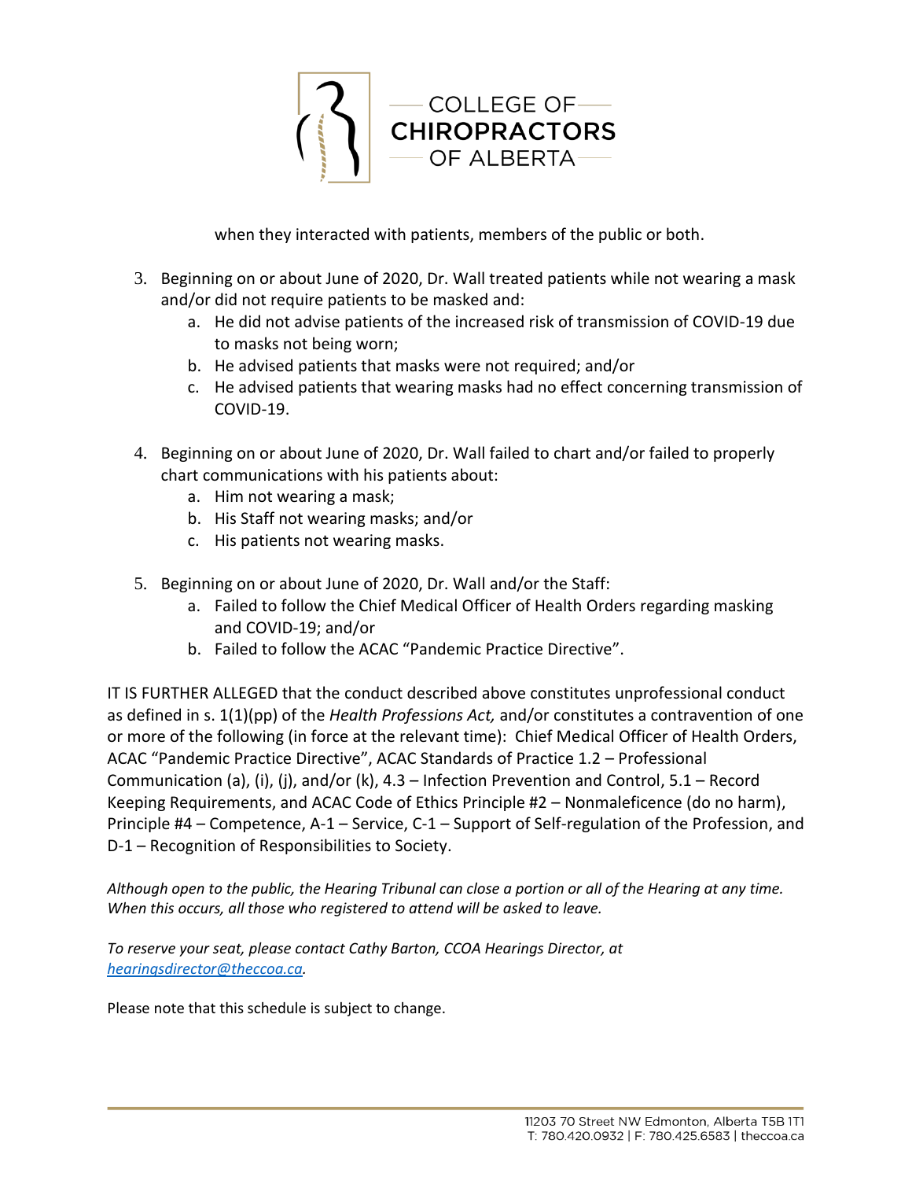when they interacted with patients, members of the public or both.

3. Beginning on or about June of 2020, Dr. Wall treated patients while not wearing a mask and/or did not require patients to be masked and:
   a. He did not advise patients of the increased risk of transmission of COVID-19 due to masks not being worn;
   b. He advised patients that masks were not required; and/or
   c. He advised patients that wearing masks had no effect concerning transmission of COVID-19.

4. Beginning on or about June of 2020, Dr. Wall failed to chart and/or failed to properly chart communications with his patients about:
   a. Him not wearing a mask;
   b. His Staff not wearing masks; and/or
   c. His patients not wearing masks.

5. Beginning on or about June of 2020, Dr. Wall and/or the Staff:
   a. Failed to follow the Chief Medical Officer of Health Orders regarding masking and COVID-19; and/or
   b. Failed to follow the ACAC "Pandemic Practice Directive".

IT IS FURTHER ALLEGED that the conduct described above constitutes unprofessional conduct as defined in s. 1(1)(pp) of the *Health Professions Act,* and/or constitutes a contravention of one or more of the following (in force at the relevant time): Chief Medical Officer of Health Orders, ACAC "Pandemic Practice Directive", ACAC Standards of Practice 1.2 – Professional Communication (a), (i), (j), and/or (k), 4.3 – Infection Prevention and Control, 5.1 – Record Keeping Requirements, and ACAC Code of Ethics Principle #2 – Nonmaleficence (do no harm), Principle #4 – Competence, A-1 – Service, C-1 – Support of Self-regulation of the Profession, and D-1 – Recognition of Responsibilities to Society.

*Although open to the public, the Hearing Tribunal can close a portion or all of the Hearing at any time. When this occurs, all those who registered to attend will be asked to leave.*

*To reserve your seat, please contact Cathy Barton, CCOA Hearings Director, at [hearingsdirector@theccoa.ca](mailto:hearingsdirector@theccoa.ca).*

Please note that this schedule is subject to change.